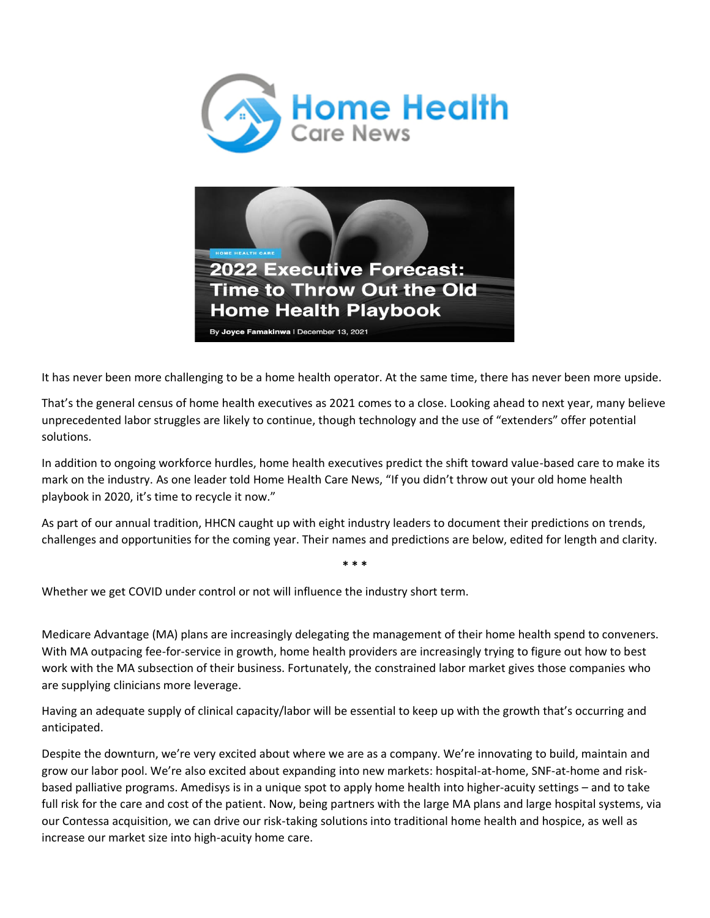# Home Health Care News

HOME HEALTH CARE

## 2022 Executive Forecast: Time to Throw Out the Old Home Health Playbook

By **Joyce Famakinwa** | December 13, 2021

It has never been more challenging to be a home health operator. At the same time, there has never been more upside.

That's the general census of home health executives as 2021 comes to a close. Looking ahead to next year, many believe unprecedented labor struggles are likely to continue, though technology and the use of "extenders" offer potential solutions.

In addition to ongoing workforce hurdles, home health executives predict the shift toward value-based care to make its mark on the industry. As one leader told Home Health Care News, "If you didn't throw out your old home health playbook in 2020, it's time to recycle it now."

As part of our annual tradition, HHCN caught up with eight industry leaders to document their predictions on trends, challenges and opportunities for the coming year. Their names and predictions are below, edited for length and clarity.

\* \* \*

Whether we get COVID under control or not will influence the industry short term.

Medicare Advantage (MA) plans are increasingly delegating the management of their home health spend to conveners. With MA outpacing fee-for-service in growth, home health providers are increasingly trying to figure out how to best work with the MA subsection of their business. Fortunately, the constrained labor market gives those companies who are supplying clinicians more leverage.

Having an adequate supply of clinical capacity/labor will be essential to keep up with the growth that's occurring and anticipated.

Despite the downturn, we're very excited about where we are as a company. We're innovating to build, maintain and grow our labor pool. We're also excited about expanding into new markets: hospital-at-home, SNF-at-home and risk-based palliative programs. Amedisys is in a unique spot to apply home health into higher-acuity settings – and to take full risk for the care and cost of the patient. Now, being partners with the large MA plans and large hospital systems, via our Contessa acquisition, we can drive our risk-taking solutions into traditional home health and hospice, as well as increase our market size into high-acuity home care.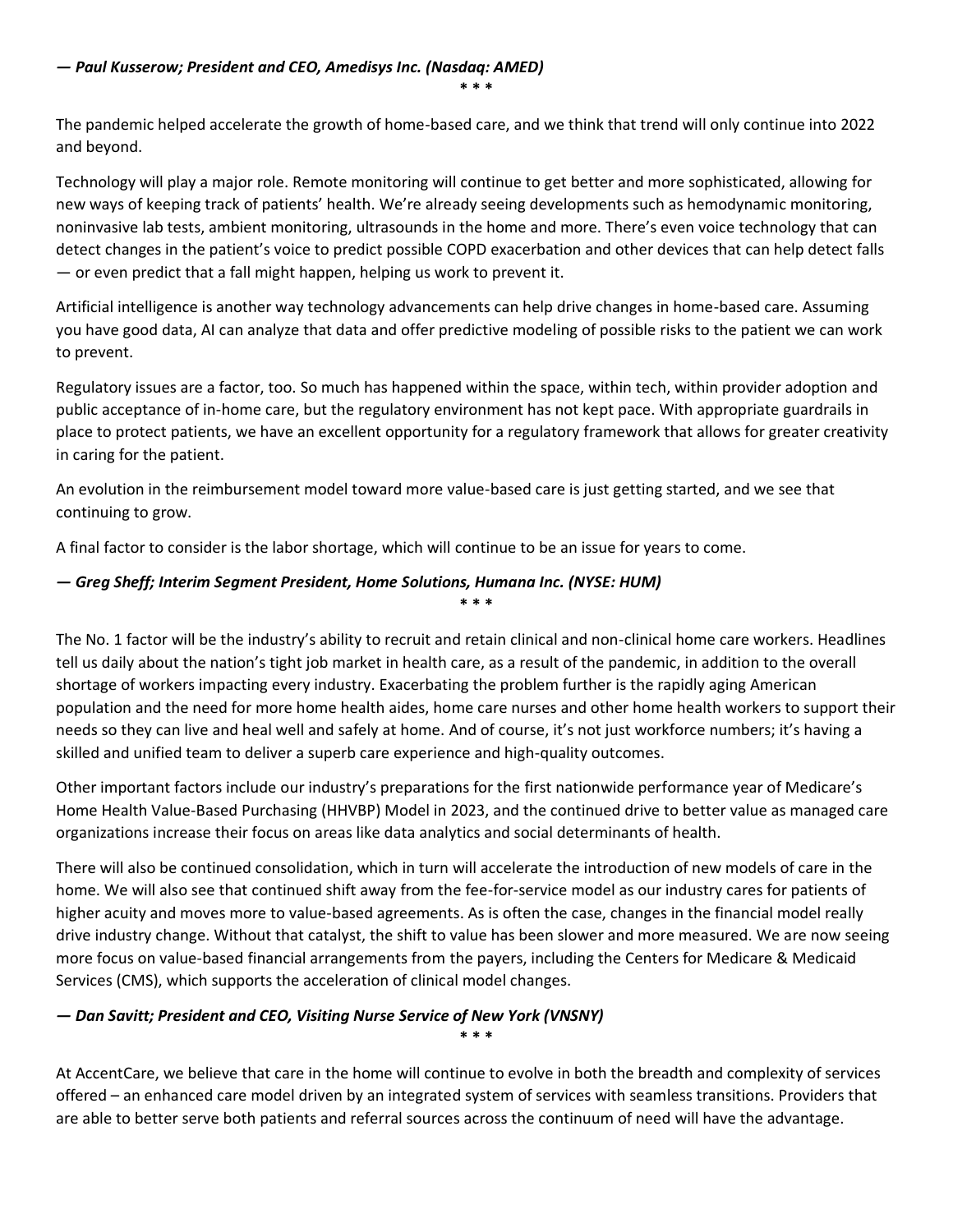***— Paul Kusserow; President and CEO, Amedisys Inc. (Nasdaq: AMED)***

* * *

The pandemic helped accelerate the growth of home-based care, and we think that trend will only continue into 2022 and beyond.

Technology will play a major role. Remote monitoring will continue to get better and more sophisticated, allowing for new ways of keeping track of patients' health. We're already seeing developments such as hemodynamic monitoring, noninvasive lab tests, ambient monitoring, ultrasounds in the home and more. There's even voice technology that can detect changes in the patient's voice to predict possible COPD exacerbation and other devices that can help detect falls — or even predict that a fall might happen, helping us work to prevent it.

Artificial intelligence is another way technology advancements can help drive changes in home-based care. Assuming you have good data, AI can analyze that data and offer predictive modeling of possible risks to the patient we can work to prevent.

Regulatory issues are a factor, too. So much has happened within the space, within tech, within provider adoption and public acceptance of in-home care, but the regulatory environment has not kept pace. With appropriate guardrails in place to protect patients, we have an excellent opportunity for a regulatory framework that allows for greater creativity in caring for the patient.

An evolution in the reimbursement model toward more value-based care is just getting started, and we see that continuing to grow.

A final factor to consider is the labor shortage, which will continue to be an issue for years to come.

***— Greg Sheff; Interim Segment President, Home Solutions, Humana Inc. (NYSE: HUM)***

* * *

The No. 1 factor will be the industry's ability to recruit and retain clinical and non-clinical home care workers. Headlines tell us daily about the nation's tight job market in health care, as a result of the pandemic, in addition to the overall shortage of workers impacting every industry. Exacerbating the problem further is the rapidly aging American population and the need for more home health aides, home care nurses and other home health workers to support their needs so they can live and heal well and safely at home. And of course, it's not just workforce numbers; it's having a skilled and unified team to deliver a superb care experience and high-quality outcomes.

Other important factors include our industry's preparations for the first nationwide performance year of Medicare's Home Health Value-Based Purchasing (HHVBP) Model in 2023, and the continued drive to better value as managed care organizations increase their focus on areas like data analytics and social determinants of health.

There will also be continued consolidation, which in turn will accelerate the introduction of new models of care in the home. We will also see that continued shift away from the fee-for-service model as our industry cares for patients of higher acuity and moves more to value-based agreements. As is often the case, changes in the financial model really drive industry change. Without that catalyst, the shift to value has been slower and more measured. We are now seeing more focus on value-based financial arrangements from the payers, including the Centers for Medicare & Medicaid Services (CMS), which supports the acceleration of clinical model changes.

***— Dan Savitt; President and CEO, Visiting Nurse Service of New York (VNSNY)***

* * *

At AccentCare, we believe that care in the home will continue to evolve in both the breadth and complexity of services offered – an enhanced care model driven by an integrated system of services with seamless transitions. Providers that are able to better serve both patients and referral sources across the continuum of need will have the advantage.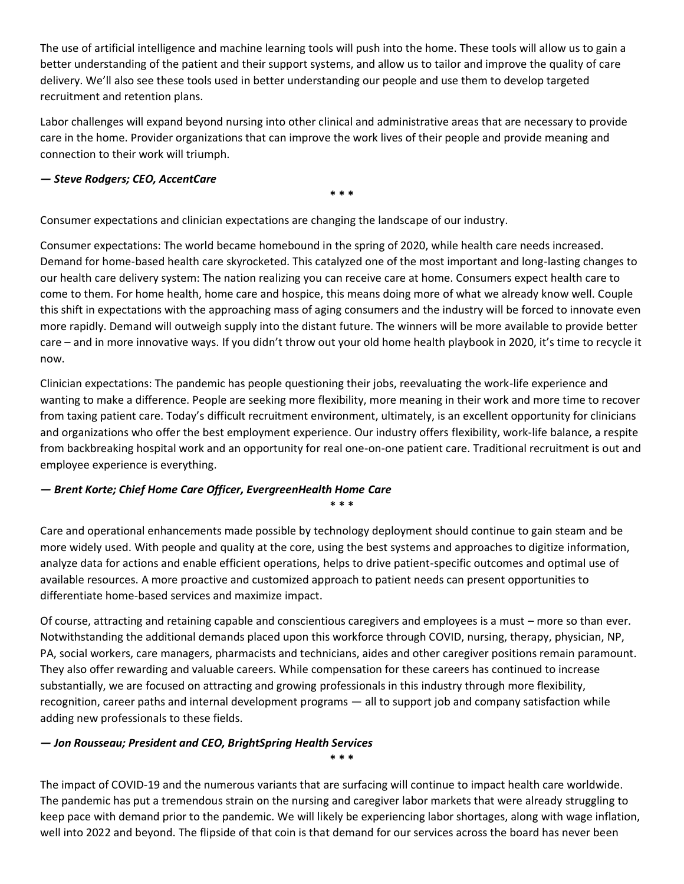The use of artificial intelligence and machine learning tools will push into the home. These tools will allow us to gain a better understanding of the patient and their support systems, and allow us to tailor and improve the quality of care delivery. We'll also see these tools used in better understanding our people and use them to develop targeted recruitment and retention plans.

Labor challenges will expand beyond nursing into other clinical and administrative areas that are necessary to provide care in the home. Provider organizations that can improve the work lives of their people and provide meaning and connection to their work will triumph.

***— Steve Rodgers; CEO, AccentCare***

\* \* \*

Consumer expectations and clinician expectations are changing the landscape of our industry.

Consumer expectations: The world became homebound in the spring of 2020, while health care needs increased. Demand for home-based health care skyrocketed. This catalyzed one of the most important and long-lasting changes to our health care delivery system: The nation realizing you can receive care at home. Consumers expect health care to come to them. For home health, home care and hospice, this means doing more of what we already know well. Couple this shift in expectations with the approaching mass of aging consumers and the industry will be forced to innovate even more rapidly. Demand will outweigh supply into the distant future. The winners will be more available to provide better care – and in more innovative ways. If you didn't throw out your old home health playbook in 2020, it's time to recycle it now.

Clinician expectations: The pandemic has people questioning their jobs, reevaluating the work-life experience and wanting to make a difference. People are seeking more flexibility, more meaning in their work and more time to recover from taxing patient care. Today's difficult recruitment environment, ultimately, is an excellent opportunity for clinicians and organizations who offer the best employment experience. Our industry offers flexibility, work-life balance, a respite from backbreaking hospital work and an opportunity for real one-on-one patient care. Traditional recruitment is out and employee experience is everything.

***— Brent Korte; Chief Home Care Officer, EvergreenHealth Home Care***

\* \* \*

Care and operational enhancements made possible by technology deployment should continue to gain steam and be more widely used. With people and quality at the core, using the best systems and approaches to digitize information, analyze data for actions and enable efficient operations, helps to drive patient-specific outcomes and optimal use of available resources. A more proactive and customized approach to patient needs can present opportunities to differentiate home-based services and maximize impact.

Of course, attracting and retaining capable and conscientious caregivers and employees is a must – more so than ever. Notwithstanding the additional demands placed upon this workforce through COVID, nursing, therapy, physician, NP, PA, social workers, care managers, pharmacists and technicians, aides and other caregiver positions remain paramount. They also offer rewarding and valuable careers. While compensation for these careers has continued to increase substantially, we are focused on attracting and growing professionals in this industry through more flexibility, recognition, career paths and internal development programs — all to support job and company satisfaction while adding new professionals to these fields.

***— Jon Rousseau; President and CEO, BrightSpring Health Services***

\* \* \*

The impact of COVID-19 and the numerous variants that are surfacing will continue to impact health care worldwide. The pandemic has put a tremendous strain on the nursing and caregiver labor markets that were already struggling to keep pace with demand prior to the pandemic. We will likely be experiencing labor shortages, along with wage inflation, well into 2022 and beyond. The flipside of that coin is that demand for our services across the board has never been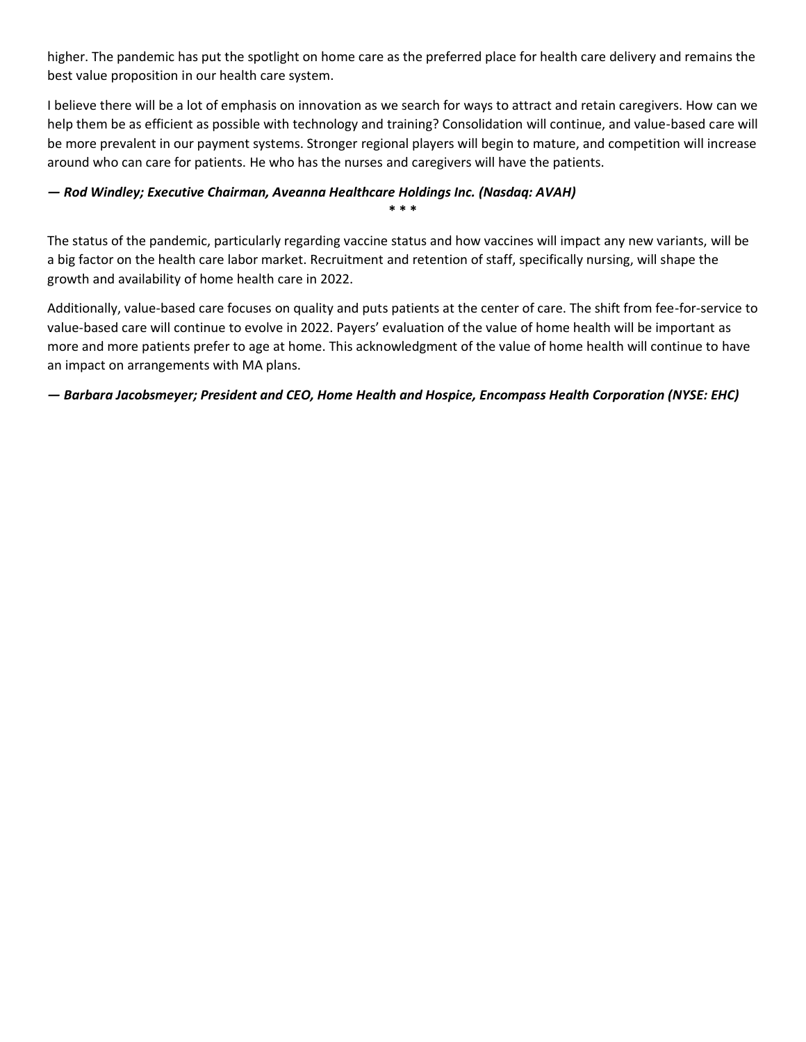higher. The pandemic has put the spotlight on home care as the preferred place for health care delivery and remains the best value proposition in our health care system.

I believe there will be a lot of emphasis on innovation as we search for ways to attract and retain caregivers. How can we help them be as efficient as possible with technology and training? Consolidation will continue, and value-based care will be more prevalent in our payment systems. Stronger regional players will begin to mature, and competition will increase around who can care for patients. He who has the nurses and caregivers will have the patients.

***— Rod Windley; Executive Chairman, Aveanna Healthcare Holdings Inc. (Nasdaq: AVAH)***

\* \* \*

The status of the pandemic, particularly regarding vaccine status and how vaccines will impact any new variants, will be a big factor on the health care labor market. Recruitment and retention of staff, specifically nursing, will shape the growth and availability of home health care in 2022.

Additionally, value-based care focuses on quality and puts patients at the center of care. The shift from fee-for-service to value-based care will continue to evolve in 2022. Payers' evaluation of the value of home health will be important as more and more patients prefer to age at home. This acknowledgment of the value of home health will continue to have an impact on arrangements with MA plans.

***— Barbara Jacobsmeyer; President and CEO, Home Health and Hospice, Encompass Health Corporation (NYSE: EHC)***